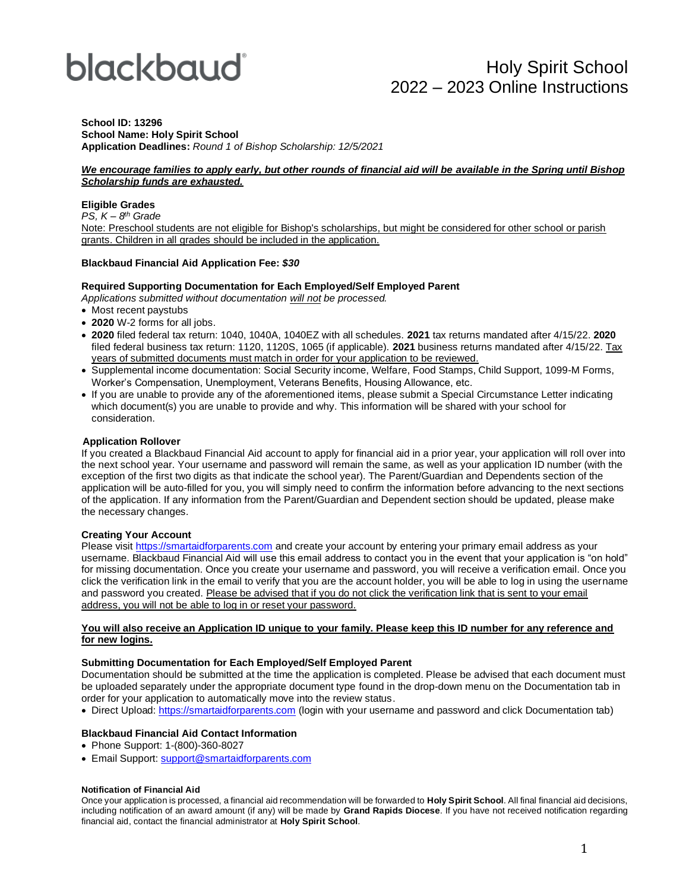blackbaud

# Holy Spirit School
# 2022 – 2023 Online Instructions

**School ID: 13296**
**School Name: Holy Spirit School**
**Application Deadlines:** *Round 1 of Bishop Scholarship: 12/5/2021*

***We encourage families to apply early, but other rounds of financial aid will be available in the Spring until Bishop Scholarship funds are exhausted.***

**Eligible Grades**
*PS, K – 8th Grade*
Note: Preschool students are not eligible for Bishop's scholarships, but might be considered for other school or parish grants. Children in all grades should be included in the application.

**Blackbaud Financial Aid Application Fee:** ***$30***

**Required Supporting Documentation for Each Employed/Self Employed Parent**
*Applications submitted without documentation will not be processed.*

- Most recent paystubs
- **2020** W-2 forms for all jobs.
- **2020** filed federal tax return: 1040, 1040A, 1040EZ with all schedules. **2021** tax returns mandated after 4/15/22. **2020** filed federal business tax return: 1120, 1120S, 1065 (if applicable). **2021** business returns mandated after 4/15/22. Tax years of submitted documents must match in order for your application to be reviewed.
- Supplemental income documentation: Social Security income, Welfare, Food Stamps, Child Support, 1099-M Forms, Worker's Compensation, Unemployment, Veterans Benefits, Housing Allowance, etc.
- If you are unable to provide any of the aforementioned items, please submit a Special Circumstance Letter indicating which document(s) you are unable to provide and why. This information will be shared with your school for consideration.

**Application Rollover**
If you created a Blackbaud Financial Aid account to apply for financial aid in a prior year, your application will roll over into the next school year. Your username and password will remain the same, as well as your application ID number (with the exception of the first two digits as that indicate the school year). The Parent/Guardian and Dependents section of the application will be auto-filled for you, you will simply need to confirm the information before advancing to the next sections of the application. If any information from the Parent/Guardian and Dependent section should be updated, please make the necessary changes.

**Creating Your Account**
Please visit https://smartaidforparents.com and create your account by entering your primary email address as your username. Blackbaud Financial Aid will use this email address to contact you in the event that your application is "on hold" for missing documentation. Once you create your username and password, you will receive a verification email. Once you click the verification link in the email to verify that you are the account holder, you will be able to log in using the username and password you created. Please be advised that if you do not click the verification link that is sent to your email address, you will not be able to log in or reset your password.

**You will also receive an Application ID unique to your family. Please keep this ID number for any reference and for new logins.**

**Submitting Documentation for Each Employed/Self Employed Parent**
Documentation should be submitted at the time the application is completed. Please be advised that each document must be uploaded separately under the appropriate document type found in the drop-down menu on the Documentation tab in order for your application to automatically move into the review status.

- Direct Upload: https://smartaidforparents.com (login with your username and password and click Documentation tab)

**Blackbaud Financial Aid Contact Information**

- Phone Support: 1-(800)-360-8027
- Email Support: support@smartaidforparents.com

**Notification of Financial Aid**
Once your application is processed, a financial aid recommendation will be forwarded to **Holy Spirit School**. All final financial aid decisions, including notification of an award amount (if any) will be made by **Grand Rapids Diocese**. If you have not received notification regarding financial aid, contact the financial administrator at **Holy Spirit School**.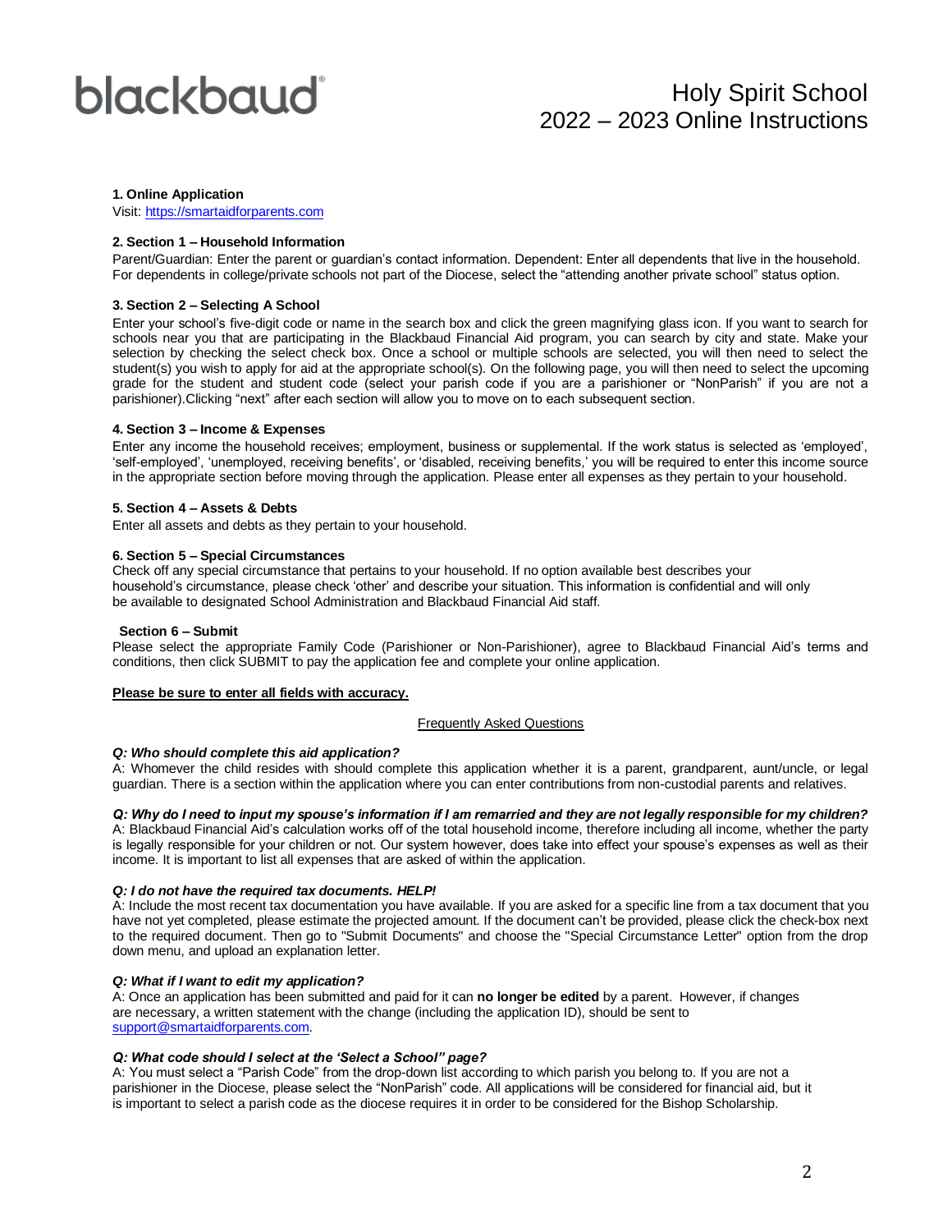blackbaud

# Holy Spirit School 2022 – 2023 Online Instructions

**1. Online Application**

Visit: https://smartaidforparents.com

**2. Section 1 – Household Information**

Parent/Guardian: Enter the parent or guardian's contact information. Dependent: Enter all dependents that live in the household. For dependents in college/private schools not part of the Diocese, select the "attending another private school" status option.

**3. Section 2 – Selecting A School**

Enter your school's five-digit code or name in the search box and click the green magnifying glass icon. If you want to search for schools near you that are participating in the Blackbaud Financial Aid program, you can search by city and state. Make your selection by checking the select check box. Once a school or multiple schools are selected, you will then need to select the student(s) you wish to apply for aid at the appropriate school(s). On the following page, you will then need to select the upcoming grade for the student and student code (select your parish code if you are a parishioner or "NonParish" if you are not a parishioner).Clicking "next" after each section will allow you to move on to each subsequent section.

**4. Section 3 – Income & Expenses**

Enter any income the household receives; employment, business or supplemental. If the work status is selected as 'employed', 'self-employed', 'unemployed, receiving benefits', or 'disabled, receiving benefits,' you will be required to enter this income source in the appropriate section before moving through the application. Please enter all expenses as they pertain to your household.

**5. Section 4 – Assets & Debts**

Enter all assets and debts as they pertain to your household.

**6. Section 5 – Special Circumstances**

Check off any special circumstance that pertains to your household. If no option available best describes your household's circumstance, please check 'other' and describe your situation. This information is confidential and will only be available to designated School Administration and Blackbaud Financial Aid staff.

**Section 6 – Submit**

Please select the appropriate Family Code (Parishioner or Non-Parishioner), agree to Blackbaud Financial Aid's terms and conditions, then click SUBMIT to pay the application fee and complete your online application.

**Please be sure to enter all fields with accuracy.**

Frequently Asked Questions

***Q: Who should complete this aid application?***

A: Whomever the child resides with should complete this application whether it is a parent, grandparent, aunt/uncle, or legal guardian. There is a section within the application where you can enter contributions from non-custodial parents and relatives.

***Q: Why do I need to input my spouse's information if I am remarried and they are not legally responsible for my children?***

A: Blackbaud Financial Aid's calculation works off of the total household income, therefore including all income, whether the party is legally responsible for your children or not. Our system however, does take into effect your spouse's expenses as well as their income. It is important to list all expenses that are asked of within the application.

***Q: I do not have the required tax documents. HELP!***

A: Include the most recent tax documentation you have available. If you are asked for a specific line from a tax document that you have not yet completed, please estimate the projected amount. If the document can't be provided, please click the check-box next to the required document. Then go to "Submit Documents" and choose the "Special Circumstance Letter" option from the drop down menu, and upload an explanation letter.

***Q: What if I want to edit my application?***

A: Once an application has been submitted and paid for it can **no longer be edited** by a parent. However, if changes are necessary, a written statement with the change (including the application ID), should be sent to support@smartaidforparents.com.

***Q: What code should I select at the 'Select a School" page?***

A: You must select a "Parish Code" from the drop-down list according to which parish you belong to. If you are not a parishioner in the Diocese, please select the "NonParish" code. All applications will be considered for financial aid, but it is important to select a parish code as the diocese requires it in order to be considered for the Bishop Scholarship.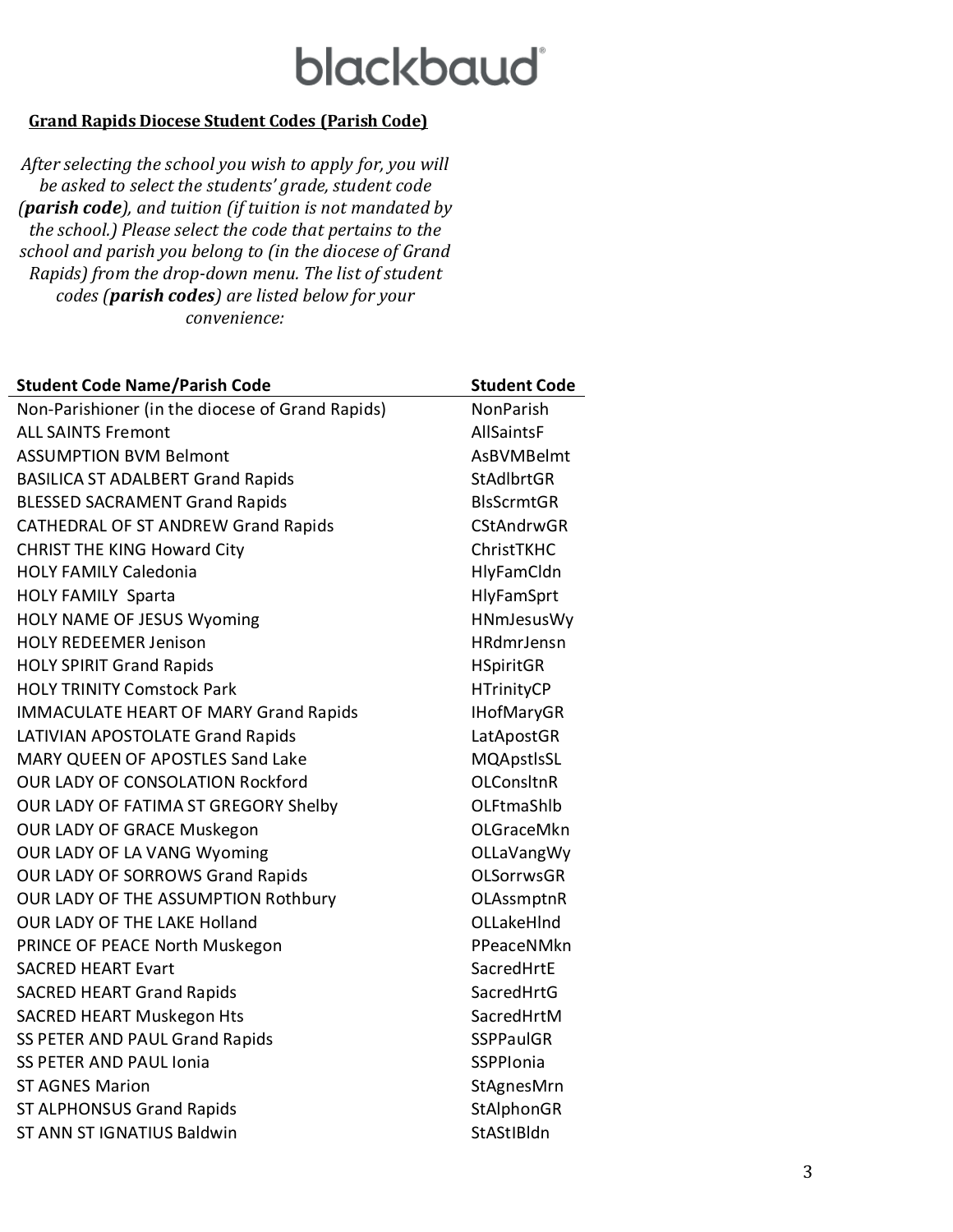blackbaud

**Grand Rapids Diocese Student Codes (Parish Code)**

*After selecting the school you wish to apply for, you will be asked to select the students' grade, student code (**parish code**), and tuition (if tuition is not mandated by the school.) Please select the code that pertains to the school and parish you belong to (in the diocese of Grand Rapids) from the drop-down menu. The list of student codes (**parish codes**) are listed below for your convenience:*

| Student Code Name/Parish Code | Student Code |
|---|---|
| Non-Parishioner (in the diocese of Grand Rapids) | NonParish |
| ALL SAINTS Fremont | AllSaintsF |
| ASSUMPTION BVM Belmont | AsBVMBelmt |
| BASILICA ST ADALBERT Grand Rapids | StAdlbrtGR |
| BLESSED SACRAMENT Grand Rapids | BlsScrmtGR |
| CATHEDRAL OF ST ANDREW Grand Rapids | CStAndrwGR |
| CHRIST THE KING Howard City | ChristTKHC |
| HOLY FAMILY Caledonia | HlyFamCldn |
| HOLY FAMILY Sparta | HlyFamSprt |
| HOLY NAME OF JESUS Wyoming | HNmJesusWy |
| HOLY REDEEMER Jenison | HRdmrJensn |
| HOLY SPIRIT Grand Rapids | HSpiritGR |
| HOLY TRINITY Comstock Park | HTrinityCP |
| IMMACULATE HEART OF MARY Grand Rapids | IHofMaryGR |
| LATIVIAN APOSTOLATE Grand Rapids | LatApostGR |
| MARY QUEEN OF APOSTLES Sand Lake | MQApstlsSL |
| OUR LADY OF CONSOLATION Rockford | OLConsltnR |
| OUR LADY OF FATIMA ST GREGORY Shelby | OLFtmaShlb |
| OUR LADY OF GRACE Muskegon | OLGraceMkn |
| OUR LADY OF LA VANG Wyoming | OLLaVangWy |
| OUR LADY OF SORROWS Grand Rapids | OLSorrwsGR |
| OUR LADY OF THE ASSUMPTION Rothbury | OLAssmptnR |
| OUR LADY OF THE LAKE Holland | OLLakeHlnd |
| PRINCE OF PEACE North Muskegon | PPeaceNMkn |
| SACRED HEART Evart | SacredHrtE |
| SACRED HEART Grand Rapids | SacredHrtG |
| SACRED HEART Muskegon Hts | SacredHrtM |
| SS PETER AND PAUL Grand Rapids | SSPPaulGR |
| SS PETER AND PAUL Ionia | SSPPIonia |
| ST AGNES Marion | StAgnesMrn |
| ST ALPHONSUS Grand Rapids | StAlphonGR |
| ST ANN ST IGNATIUS Baldwin | StAStIBldn |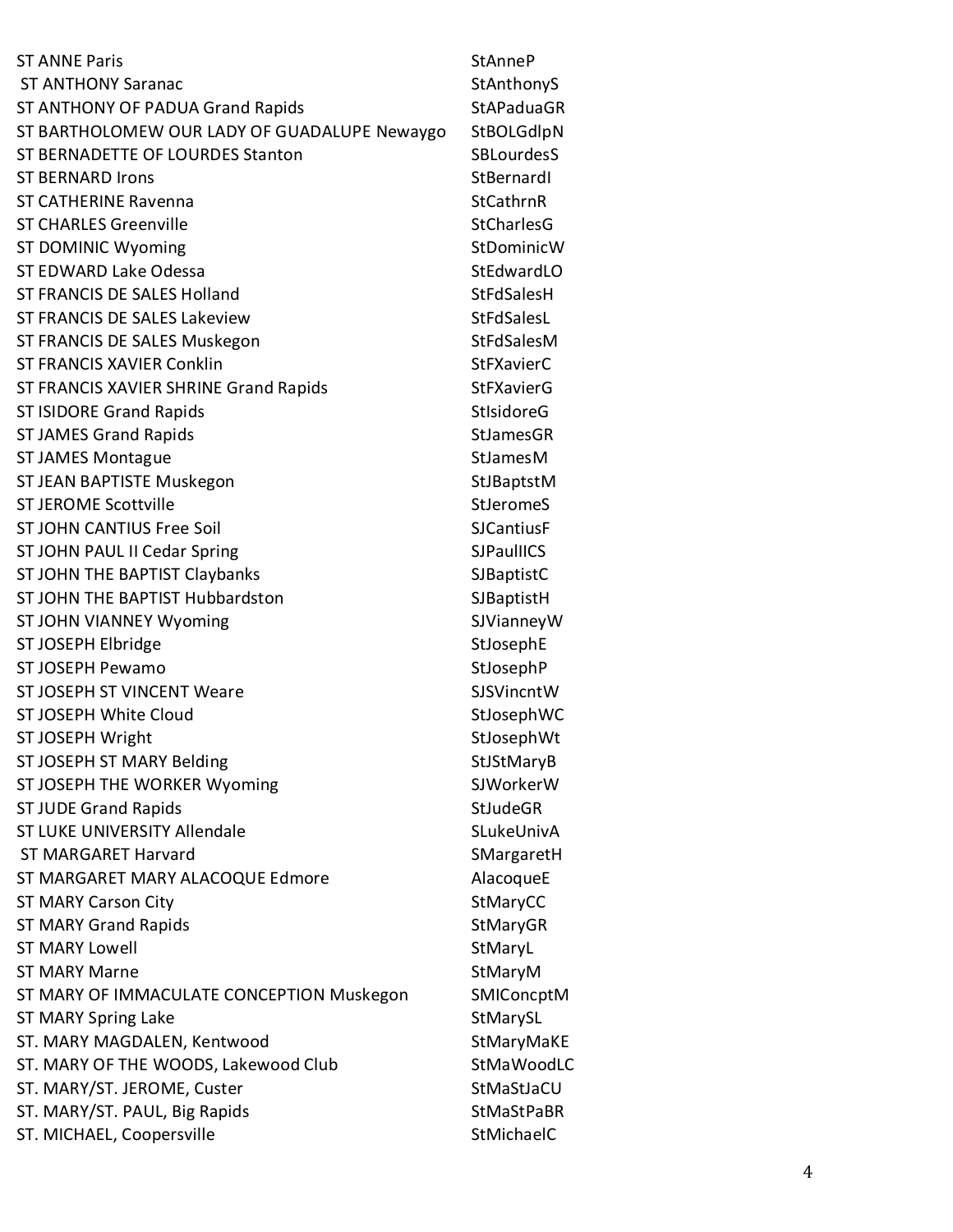| | |
|---|---|
| ST ANNE Paris | StAnneP |
| ST ANTHONY Saranac | StAnthonyS |
| ST ANTHONY OF PADUA Grand Rapids | StAPaduaGR |
| ST BARTHOLOMEW OUR LADY OF GUADALUPE Newaygo | StBOLGdlpN |
| ST BERNADETTE OF LOURDES Stanton | SBLourdesS |
| ST BERNARD Irons | StBernardI |
| ST CATHERINE Ravenna | StCathrnR |
| ST CHARLES Greenville | StCharlesG |
| ST DOMINIC Wyoming | StDominicW |
| ST EDWARD Lake Odessa | StEdwardLO |
| ST FRANCIS DE SALES Holland | StFdSalesH |
| ST FRANCIS DE SALES Lakeview | StFdSalesL |
| ST FRANCIS DE SALES Muskegon | StFdSalesM |
| ST FRANCIS XAVIER Conklin | StFXavierC |
| ST FRANCIS XAVIER SHRINE Grand Rapids | StFXavierG |
| ST ISIDORE Grand Rapids | StIsidoreG |
| ST JAMES Grand Rapids | StJamesGR |
| ST JAMES Montague | StJamesM |
| ST JEAN BAPTISTE Muskegon | StJBaptstM |
| ST JEROME Scottville | StJeromeS |
| ST JOHN CANTIUS Free Soil | SJCantiusF |
| ST JOHN PAUL II Cedar Spring | SJPaulIICS |
| ST JOHN THE BAPTIST Claybanks | SJBaptistC |
| ST JOHN THE BAPTIST Hubbardston | SJBaptistH |
| ST JOHN VIANNEY Wyoming | SJVianneyW |
| ST JOSEPH Elbridge | StJosephE |
| ST JOSEPH Pewamo | StJosephP |
| ST JOSEPH ST VINCENT Weare | SJSVincntW |
| ST JOSEPH White Cloud | StJosephWC |
| ST JOSEPH Wright | StJosephWt |
| ST JOSEPH ST MARY Belding | StJStMaryB |
| ST JOSEPH THE WORKER Wyoming | SJWorkerW |
| ST JUDE Grand Rapids | StJudeGR |
| ST LUKE UNIVERSITY Allendale | SLukeUnivA |
| ST MARGARET Harvard | SMargaretH |
| ST MARGARET MARY ALACOQUE Edmore | AlacoqueE |
| ST MARY Carson City | StMaryCC |
| ST MARY Grand Rapids | StMaryGR |
| ST MARY Lowell | StMaryL |
| ST MARY Marne | StMaryM |
| ST MARY OF IMMACULATE CONCEPTION Muskegon | SMIConcptM |
| ST MARY Spring Lake | StMarySL |
| ST. MARY MAGDALEN, Kentwood | StMaryMaKE |
| ST. MARY OF THE WOODS, Lakewood Club | StMaWoodLC |
| ST. MARY/ST. JEROME, Custer | StMaStJaCU |
| ST. MARY/ST. PAUL, Big Rapids | StMaStPaBR |
| ST. MICHAEL, Coopersville | StMichaelC |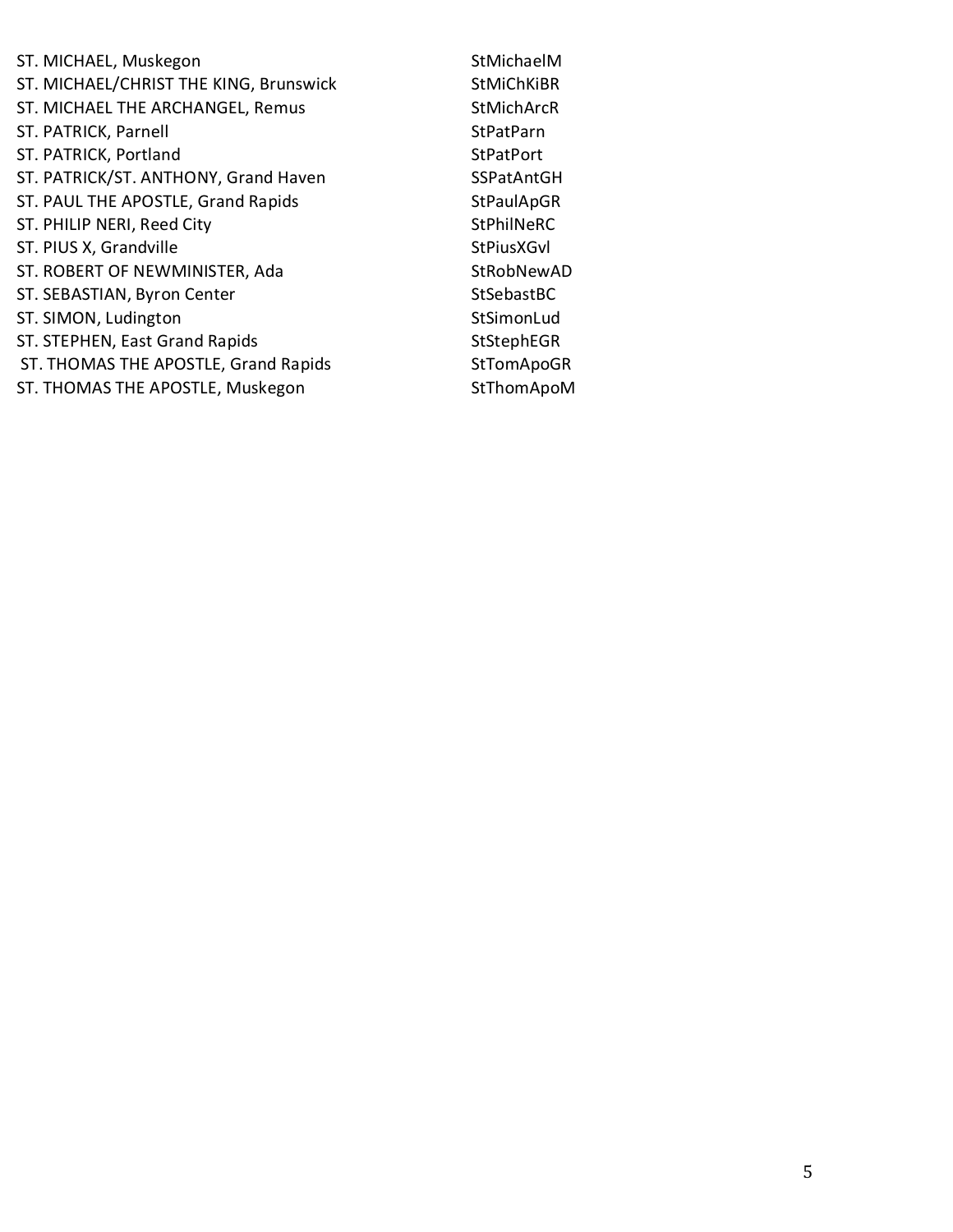| | |
|---|---|
| ST. MICHAEL, Muskegon | StMichaelM |
| ST. MICHAEL/CHRIST THE KING, Brunswick | StMiChKiBR |
| ST. MICHAEL THE ARCHANGEL, Remus | StMichArcR |
| ST. PATRICK, Parnell | StPatParn |
| ST. PATRICK, Portland | StPatPort |
| ST. PATRICK/ST. ANTHONY, Grand Haven | SSPatAntGH |
| ST. PAUL THE APOSTLE, Grand Rapids | StPaulApGR |
| ST. PHILIP NERI, Reed City | StPhilNeRC |
| ST. PIUS X, Grandville | StPiusXGvl |
| ST. ROBERT OF NEWMINISTER, Ada | StRobNewAD |
| ST. SEBASTIAN, Byron Center | StSebastBC |
| ST. SIMON, Ludington | StSimonLud |
| ST. STEPHEN, East Grand Rapids | StStephEGR |
| ST. THOMAS THE APOSTLE, Grand Rapids | StTomApoGR |
| ST. THOMAS THE APOSTLE, Muskegon | StThomApoM |